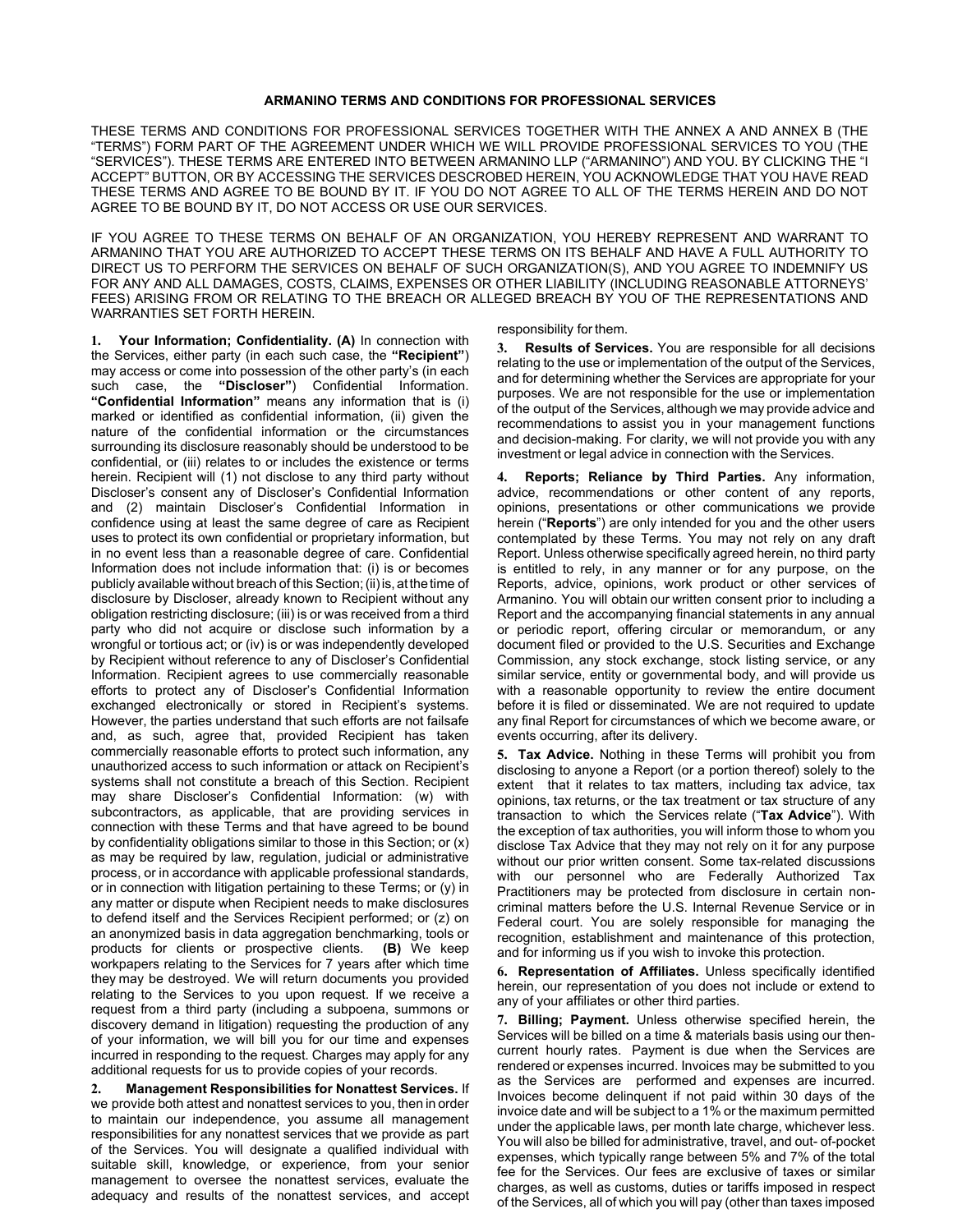# ARMANINO TERMS AND CONDITIONS FOR PROFESSIONAL SERVICES

THESE TERMS AND CONDITIONS FOR PROFESSIONAL SERVICES TOGETHER WITH THE ANNEX A AND ANNEX B (THE "TERMS") FORM PART OF THE AGREEMENT UNDER WHICH WE WILL PROVIDE PROFESSIONAL SERVICES TO YOU (THE "SERVICES"). THESE TERMS ARE ENTERED INTO BETWEEN ARMANINO LLP ("ARMANINO") AND YOU. BY CLICKING THE "I ACCEPT" BUTTON, OR BY ACCESSING THE SERVICES DESCROBED HEREIN, YOU ACKNOWLEDGE THAT YOU HAVE READ THESE TERMS AND AGREE TO BE BOUND BY IT. IF YOU DO NOT AGREE TO ALL OF THE TERMS HEREIN AND DO NOT AGREE TO BE BOUND BY IT, DO NOT ACCESS OR USE OUR SERVICES.

IF YOU AGREE TO THESE TERMS ON BEHALF OF AN ORGANIZATION, YOU HEREBY REPRESENT AND WARRANT TO ARMANINO THAT YOU ARE AUTHORIZED TO ACCEPT THESE TERMS ON ITS BEHALF AND HAVE A FULL AUTHORITY TO DIRECT US TO PERFORM THE SERVICES ON BEHALF OF SUCH ORGANIZATION(S), AND YOU AGREE TO INDEMNIFY US FOR ANY AND ALL DAMAGES, COSTS, CLAIMS, EXPENSES OR OTHER LIABILITY (INCLUDING REASONABLE ATTORNEYS' FEES) ARISING FROM OR RELATING TO THE BREACH OR ALLEGED BREACH BY YOU OF THE REPRESENTATIONS AND WARRANTIES SET FORTH HEREIN.

**1. Your Information; Confidentiality. (A)** In connection with the Services, either party (in each such case, the **"Recipient"**) may access or come into possession of the other party's (in each such case, the **"Discloser"**) Confidential Information. **"Confidential Information"** means any information that is (i) marked or identified as confidential information, (ii) given the nature of the confidential information or the circumstances surrounding its disclosure reasonably should be understood to be confidential, or (iii) relates to or includes the existence or terms herein. Recipient will (1) not disclose to any third party without Discloser's consent any of Discloser's Confidential Information and (2) maintain Discloser's Confidential Information in confidence using at least the same degree of care as Recipient uses to protect its own confidential or proprietary information, but in no event less than a reasonable degree of care. Confidential Information does not include information that: (i) is or becomes publicly available without breach of this Section; (ii) is, at the time of disclosure by Discloser, already known to Recipient without any obligation restricting disclosure; (iii) is or was received from a third party who did not acquire or disclose such information by a wrongful or tortious act; or (iv) is or was independently developed by Recipient without reference to any of Discloser's Confidential Information. Recipient agrees to use commercially reasonable efforts to protect any of Discloser's Confidential Information exchanged electronically or stored in Recipient's systems. However, the parties understand that such efforts are not failsafe and, as such, agree that, provided Recipient has taken commercially reasonable efforts to protect such information, any unauthorized access to such information or attack on Recipient's systems shall not constitute a breach of this Section. Recipient may share Discloser's Confidential Information: (w) with subcontractors, as applicable, that are providing services in connection with these Terms and that have agreed to be bound by confidentiality obligations similar to those in this Section; or (x) as may be required by law, regulation, judicial or administrative process, or in accordance with applicable professional standards, or in connection with litigation pertaining to these Terms; or (y) in any matter or dispute when Recipient needs to make disclosures to defend itself and the Services Recipient performed; or (z) on an anonymized basis in data aggregation benchmarking, tools or products for clients or prospective clients. **(B)** We keep workpapers relating to the Services for 7 years after which time they may be destroyed. We will return documents you provided relating to the Services to you upon request. If we receive a request from a third party (including a subpoena, summons or discovery demand in litigation) requesting the production of any of your information, we will bill you for our time and expenses incurred in responding to the request. Charges may apply for any additional requests for us to provide copies of your records.

**2. Management Responsibilities for Nonattest Services.** If we provide both attest and nonattest services to you, then in order to maintain our independence, you assume all management responsibilities for any nonattest services that we provide as part of the Services. You will designate a qualified individual with suitable skill, knowledge, or experience, from your senior management to oversee the nonattest services, evaluate the adequacy and results of the nonattest services, and accept responsibility for them.

**3. Results of Services.** You are responsible for all decisions relating to the use or implementation of the output of the Services, and for determining whether the Services are appropriate for your purposes. We are not responsible for the use or implementation of the output of the Services, although we may provide advice and recommendations to assist you in your management functions and decision-making. For clarity, we will not provide you with any investment or legal advice in connection with the Services.

**4. Reports; Reliance by Third Parties.** Any information, advice, recommendations or other content of any reports, opinions, presentations or other communications we provide herein ("**Reports**") are only intended for you and the other users contemplated by these Terms. You may not rely on any draft Report. Unless otherwise specifically agreed herein, no third party is entitled to rely, in any manner or for any purpose, on the Reports, advice, opinions, work product or other services of Armanino. You will obtain our written consent prior to including a Report and the accompanying financial statements in any annual or periodic report, offering circular or memorandum, or any document filed or provided to the U.S. Securities and Exchange Commission, any stock exchange, stock listing service, or any similar service, entity or governmental body, and will provide us with a reasonable opportunity to review the entire document before it is filed or disseminated. We are not required to update any final Report for circumstances of which we become aware, or events occurring, after its delivery.

**5. Tax Advice.** Nothing in these Terms will prohibit you from disclosing to anyone a Report (or a portion thereof) solely to the extent that it relates to tax matters, including tax advice, tax opinions, tax returns, or the tax treatment or tax structure of any transaction to which the Services relate ("**Tax Advice**"). With the exception of tax authorities, you will inform those to whom you disclose Tax Advice that they may not rely on it for any purpose without our prior written consent. Some tax-related discussions with our personnel who are Federally Authorized Tax Practitioners may be protected from disclosure in certain non-criminal matters before the U.S. Internal Revenue Service or in Federal court. You are solely responsible for managing the recognition, establishment and maintenance of this protection, and for informing us if you wish to invoke this protection.

**6. Representation of Affiliates.** Unless specifically identified herein, our representation of you does not include or extend to any of your affiliates or other third parties.

**7. Billing; Payment.** Unless otherwise specified herein, the Services will be billed on a time & materials basis using our then-current hourly rates. Payment is due when the Services are rendered or expenses incurred. Invoices may be submitted to you as the Services are performed and expenses are incurred. Invoices become delinquent if not paid within 30 days of the invoice date and will be subject to a 1% or the maximum permitted under the applicable laws, per month late charge, whichever less. You will also be billed for administrative, travel, and out- of-pocket expenses, which typically range between 5% and 7% of the total fee for the Services. Our fees are exclusive of taxes or similar charges, as well as customs, duties or tariffs imposed in respect of the Services, all of which you will pay (other than taxes imposed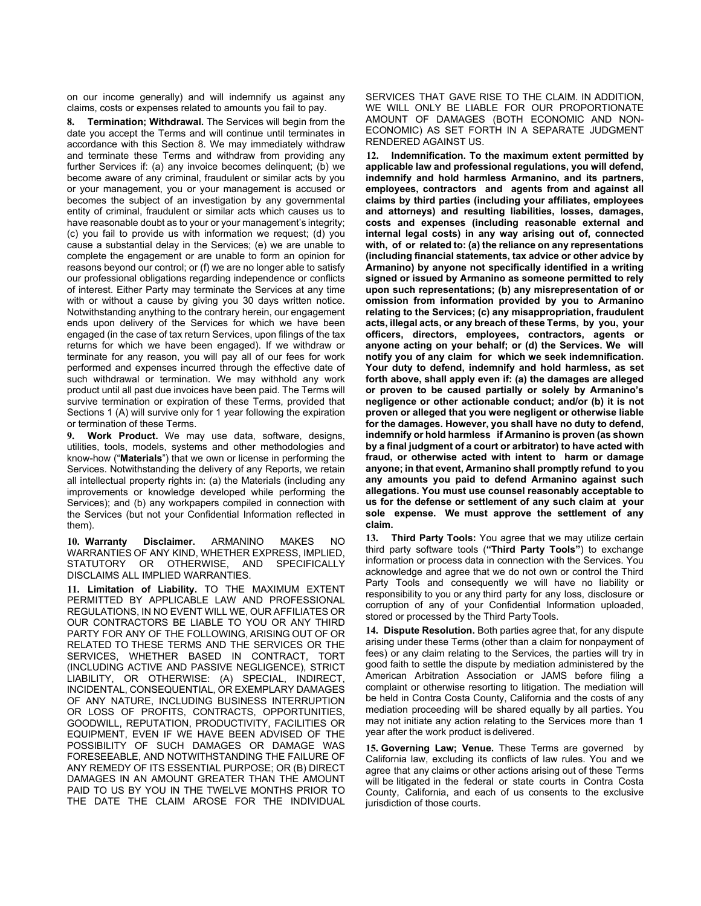on our income generally) and will indemnify us against any claims, costs or expenses related to amounts you fail to pay.

**8. Termination; Withdrawal.** The Services will begin from the date you accept the Terms and will continue until terminates in accordance with this Section 8. We may immediately withdraw and terminate these Terms and withdraw from providing any further Services if: (a) any invoice becomes delinquent; (b) we become aware of any criminal, fraudulent or similar acts by you or your management, you or your management is accused or becomes the subject of an investigation by any governmental entity of criminal, fraudulent or similar acts which causes us to have reasonable doubt as to your or your management's integrity; (c) you fail to provide us with information we request; (d) you cause a substantial delay in the Services; (e) we are unable to complete the engagement or are unable to form an opinion for reasons beyond our control; or (f) we are no longer able to satisfy our professional obligations regarding independence or conflicts of interest. Either Party may terminate the Services at any time with or without a cause by giving you 30 days written notice. Notwithstanding anything to the contrary herein, our engagement ends upon delivery of the Services for which we have been engaged (in the case of tax return Services, upon filings of the tax returns for which we have been engaged). If we withdraw or terminate for any reason, you will pay all of our fees for work performed and expenses incurred through the effective date of such withdrawal or termination. We may withhold any work product until all past due invoices have been paid. The Terms will survive termination or expiration of these Terms, provided that Sections 1 (A) will survive only for 1 year following the expiration or termination of these Terms.

**9. Work Product.** We may use data, software, designs, utilities, tools, models, systems and other methodologies and know-how ("**Materials**") that we own or license in performing the Services. Notwithstanding the delivery of any Reports, we retain all intellectual property rights in: (a) the Materials (including any improvements or knowledge developed while performing the Services); and (b) any workpapers compiled in connection with the Services (but not your Confidential Information reflected in them).

**10. Warranty Disclaimer.** ARMANINO MAKES NO WARRANTIES OF ANY KIND, WHETHER EXPRESS, IMPLIED, STATUTORY OR OTHERWISE, AND SPECIFICALLY DISCLAIMS ALL IMPLIED WARRANTIES.

**11. Limitation of Liability.** TO THE MAXIMUM EXTENT PERMITTED BY APPLICABLE LAW AND PROFESSIONAL REGULATIONS, IN NO EVENT WILL WE, OUR AFFILIATES OR OUR CONTRACTORS BE LIABLE TO YOU OR ANY THIRD PARTY FOR ANY OF THE FOLLOWING, ARISING OUT OF OR RELATED TO THESE TERMS AND THE SERVICES OR THE SERVICES, WHETHER BASED IN CONTRACT, TORT (INCLUDING ACTIVE AND PASSIVE NEGLIGENCE), STRICT LIABILITY, OR OTHERWISE: (A) SPECIAL, INDIRECT, INCIDENTAL, CONSEQUENTIAL, OR EXEMPLARY DAMAGES OF ANY NATURE, INCLUDING BUSINESS INTERRUPTION OR LOSS OF PROFITS, CONTRACTS, OPPORTUNITIES, GOODWILL, REPUTATION, PRODUCTIVITY, FACILITIES OR EQUIPMENT, EVEN IF WE HAVE BEEN ADVISED OF THE POSSIBILITY OF SUCH DAMAGES OR DAMAGE WAS FORESEEABLE, AND NOTWITHSTANDING THE FAILURE OF ANY REMEDY OF ITS ESSENTIAL PURPOSE; OR (B) DIRECT DAMAGES IN AN AMOUNT GREATER THAN THE AMOUNT PAID TO US BY YOU IN THE TWELVE MONTHS PRIOR TO THE DATE THE CLAIM AROSE FOR THE INDIVIDUAL SERVICES THAT GAVE RISE TO THE CLAIM. IN ADDITION, WE WILL ONLY BE LIABLE FOR OUR PROPORTIONATE AMOUNT OF DAMAGES (BOTH ECONOMIC AND NON-ECONOMIC) AS SET FORTH IN A SEPARATE JUDGMENT RENDERED AGAINST US.

**12. Indemnification. To the maximum extent permitted by applicable law and professional regulations, you will defend, indemnify and hold harmless Armanino, and its partners, employees, contractors and agents from and against all claims by third parties (including your affiliates, employees and attorneys) and resulting liabilities, losses, damages, costs and expenses (including reasonable external and internal legal costs) in any way arising out of, connected with, of or related to: (a) the reliance on any representations (including financial statements, tax advice or other advice by Armanino) by anyone not specifically identified in a writing signed or issued by Armanino as someone permitted to rely upon such representations; (b) any misrepresentation of or omission from information provided by you to Armanino relating to the Services; (c) any misappropriation, fraudulent acts, illegal acts, or any breach of these Terms, by you, your officers, directors, employees, contractors, agents or anyone acting on your behalf; or (d) the Services. We will notify you of any claim for which we seek indemnification. Your duty to defend, indemnify and hold harmless, as set forth above, shall apply even if: (a) the damages are alleged or proven to be caused partially or solely by Armanino's negligence or other actionable conduct; and/or (b) it is not proven or alleged that you were negligent or otherwise liable for the damages. However, you shall have no duty to defend, indemnify or hold harmless if Armanino is proven (as shown by a final judgment of a court or arbitrator) to have acted with fraud, or otherwise acted with intent to harm or damage anyone; in that event, Armanino shall promptly refund to you any amounts you paid to defend Armanino against such allegations. You must use counsel reasonably acceptable to us for the defense or settlement of any such claim at your sole expense. We must approve the settlement of any claim.**

**13. Third Party Tools:** You agree that we may utilize certain third party software tools (**"Third Party Tools"**) to exchange information or process data in connection with the Services. You acknowledge and agree that we do not own or control the Third Party Tools and consequently we will have no liability or responsibility to you or any third party for any loss, disclosure or corruption of any of your Confidential Information uploaded, stored or processed by the Third Party Tools.

**14. Dispute Resolution.** Both parties agree that, for any dispute arising under these Terms (other than a claim for nonpayment of fees) or any claim relating to the Services, the parties will try in good faith to settle the dispute by mediation administered by the American Arbitration Association or JAMS before filing a complaint or otherwise resorting to litigation. The mediation will be held in Contra Costa County, California and the costs of any mediation proceeding will be shared equally by all parties. You may not initiate any action relating to the Services more than 1 year after the work product is delivered.

**15. Governing Law; Venue.** These Terms are governed by California law, excluding its conflicts of law rules. You and we agree that any claims or other actions arising out of these Terms will be litigated in the federal or state courts in Contra Costa County, California, and each of us consents to the exclusive jurisdiction of those courts.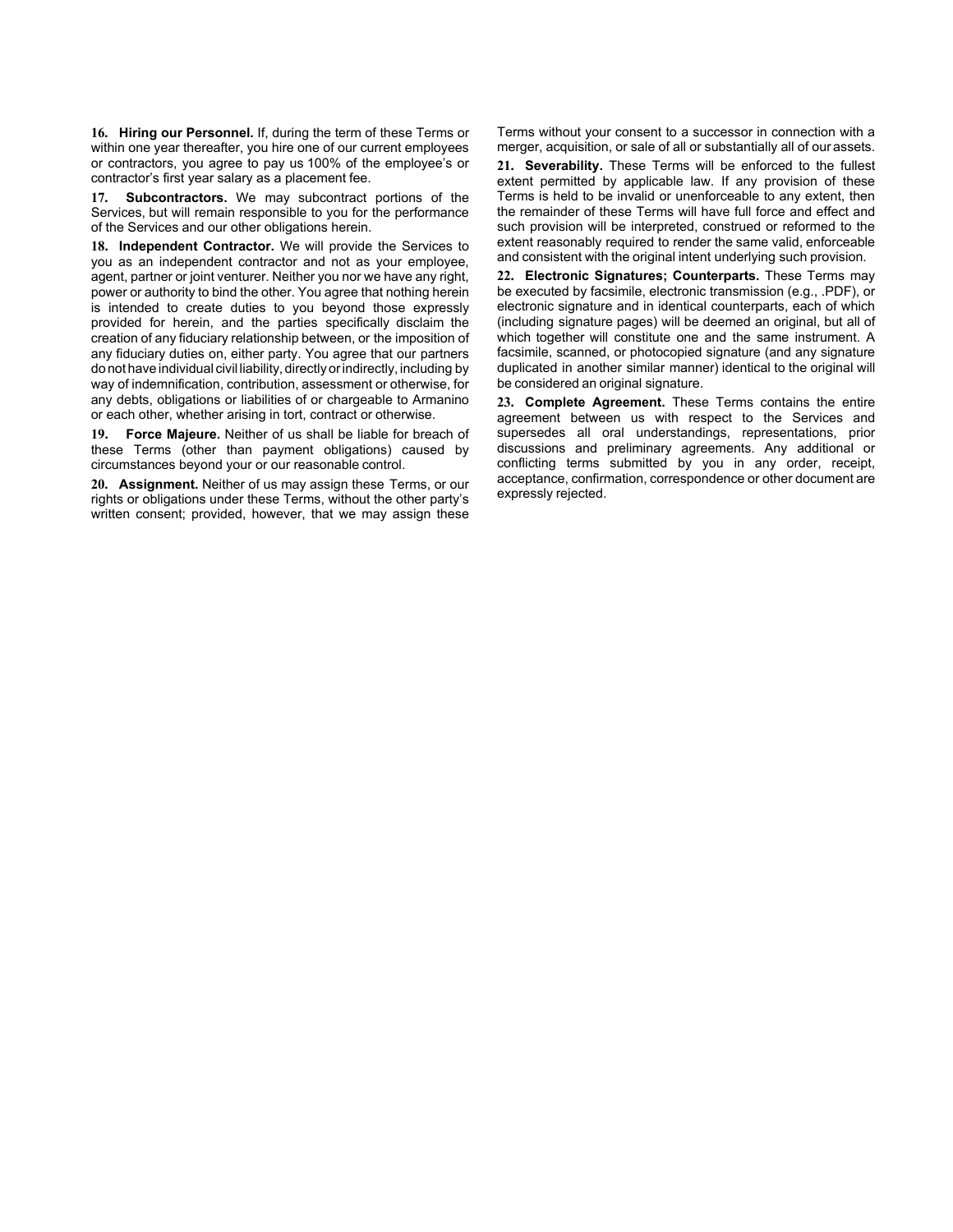**16. Hiring our Personnel.** If, during the term of these Terms or within one year thereafter, you hire one of our current employees or contractors, you agree to pay us 100% of the employee's or contractor's first year salary as a placement fee.

**17. Subcontractors.** We may subcontract portions of the Services, but will remain responsible to you for the performance of the Services and our other obligations herein.

**18. Independent Contractor.** We will provide the Services to you as an independent contractor and not as your employee, agent, partner or joint venturer. Neither you nor we have any right, power or authority to bind the other. You agree that nothing herein is intended to create duties to you beyond those expressly provided for herein, and the parties specifically disclaim the creation of any fiduciary relationship between, or the imposition of any fiduciary duties on, either party. You agree that our partners do not have individual civil liability, directly or indirectly, including by way of indemnification, contribution, assessment or otherwise, for any debts, obligations or liabilities of or chargeable to Armanino or each other, whether arising in tort, contract or otherwise.

**19. Force Majeure.** Neither of us shall be liable for breach of these Terms (other than payment obligations) caused by circumstances beyond your or our reasonable control.

**20. Assignment.** Neither of us may assign these Terms, or our rights or obligations under these Terms, without the other party's written consent; provided, however, that we may assign these Terms without your consent to a successor in connection with a merger, acquisition, or sale of all or substantially all of our assets.

**21. Severability.** These Terms will be enforced to the fullest extent permitted by applicable law. If any provision of these Terms is held to be invalid or unenforceable to any extent, then the remainder of these Terms will have full force and effect and such provision will be interpreted, construed or reformed to the extent reasonably required to render the same valid, enforceable and consistent with the original intent underlying such provision.

**22. Electronic Signatures; Counterparts.** These Terms may be executed by facsimile, electronic transmission (e.g., .PDF), or electronic signature and in identical counterparts, each of which (including signature pages) will be deemed an original, but all of which together will constitute one and the same instrument. A facsimile, scanned, or photocopied signature (and any signature duplicated in another similar manner) identical to the original will be considered an original signature.

**23. Complete Agreement.** These Terms contains the entire agreement between us with respect to the Services and supersedes all oral understandings, representations, prior discussions and preliminary agreements. Any additional or conflicting terms submitted by you in any order, receipt, acceptance, confirmation, correspondence or other document are expressly rejected.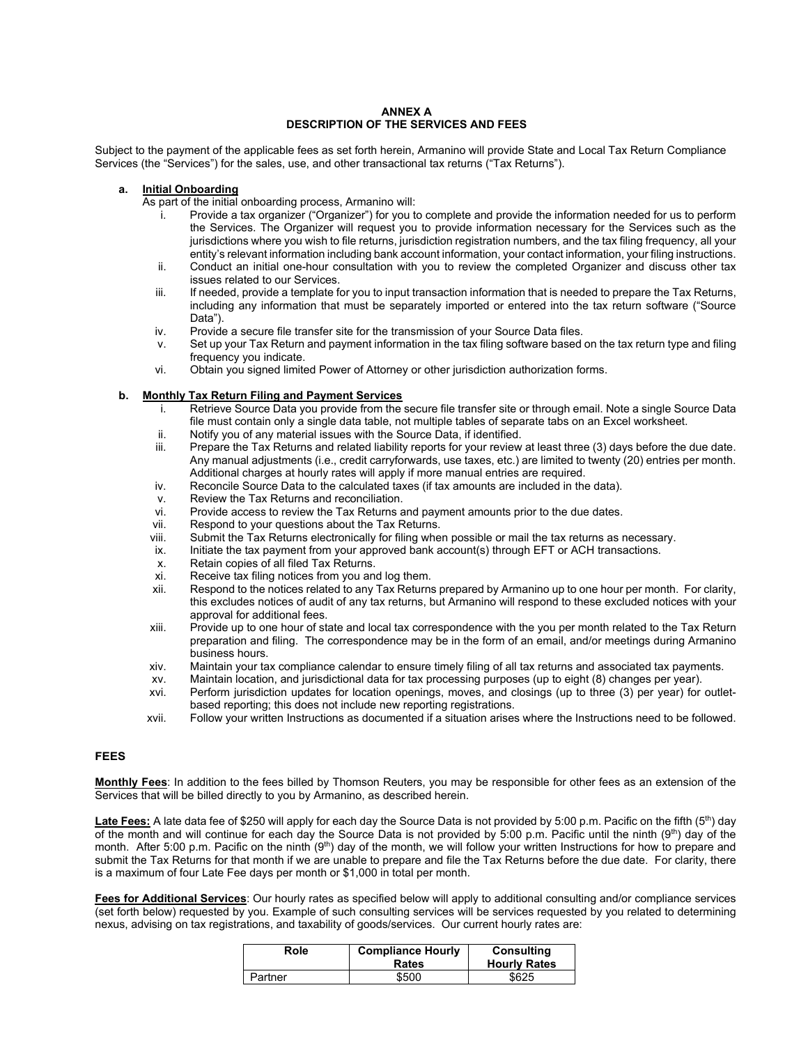**ANNEX A**
**DESCRIPTION OF THE SERVICES AND FEES**

Subject to the payment of the applicable fees as set forth herein, Armanino will provide State and Local Tax Return Compliance Services (the "Services") for the sales, use, and other transactional tax returns ("Tax Returns").

**a. Initial Onboarding**

As part of the initial onboarding process, Armanino will:

i. Provide a tax organizer ("Organizer") for you to complete and provide the information needed for us to perform the Services. The Organizer will request you to provide information necessary for the Services such as the jurisdictions where you wish to file returns, jurisdiction registration numbers, and the tax filing frequency, all your entity's relevant information including bank account information, your contact information, your filing instructions.

ii. Conduct an initial one-hour consultation with you to review the completed Organizer and discuss other tax issues related to our Services.

iii. If needed, provide a template for you to input transaction information that is needed to prepare the Tax Returns, including any information that must be separately imported or entered into the tax return software ("Source Data").

iv. Provide a secure file transfer site for the transmission of your Source Data files.

v. Set up your Tax Return and payment information in the tax filing software based on the tax return type and filing frequency you indicate.

vi. Obtain you signed limited Power of Attorney or other jurisdiction authorization forms.

**b. Monthly Tax Return Filing and Payment Services**

i. Retrieve Source Data you provide from the secure file transfer site or through email. Note a single Source Data file must contain only a single data table, not multiple tables of separate tabs on an Excel worksheet.

ii. Notify you of any material issues with the Source Data, if identified.

iii. Prepare the Tax Returns and related liability reports for your review at least three (3) days before the due date. Any manual adjustments (i.e., credit carryforwards, use taxes, etc.) are limited to twenty (20) entries per month. Additional charges at hourly rates will apply if more manual entries are required.

iv. Reconcile Source Data to the calculated taxes (if tax amounts are included in the data).

v. Review the Tax Returns and reconciliation.

vi. Provide access to review the Tax Returns and payment amounts prior to the due dates.

vii. Respond to your questions about the Tax Returns.

viii. Submit the Tax Returns electronically for filing when possible or mail the tax returns as necessary.

ix. Initiate the tax payment from your approved bank account(s) through EFT or ACH transactions.

x. Retain copies of all filed Tax Returns.

xi. Receive tax filing notices from you and log them.

xii. Respond to the notices related to any Tax Returns prepared by Armanino up to one hour per month. For clarity, this excludes notices of audit of any tax returns, but Armanino will respond to these excluded notices with your approval for additional fees.

xiii. Provide up to one hour of state and local tax correspondence with the you per month related to the Tax Return preparation and filing. The correspondence may be in the form of an email, and/or meetings during Armanino business hours.

xiv. Maintain your tax compliance calendar to ensure timely filing of all tax returns and associated tax payments.

xv. Maintain location, and jurisdictional data for tax processing purposes (up to eight (8) changes per year).

xvi. Perform jurisdiction updates for location openings, moves, and closings (up to three (3) per year) for outlet-based reporting; this does not include new reporting registrations.

xvii. Follow your written Instructions as documented if a situation arises where the Instructions need to be followed.

**FEES**

**Monthly Fees**: In addition to the fees billed by Thomson Reuters, you may be responsible for other fees as an extension of the Services that will be billed directly to you by Armanino, as described herein.

**Late Fees:** A late data fee of $250 will apply for each day the Source Data is not provided by 5:00 p.m. Pacific on the fifth (5th) day of the month and will continue for each day the Source Data is not provided by 5:00 p.m. Pacific until the ninth (9th) day of the month. After 5:00 p.m. Pacific on the ninth (9th) day of the month, we will follow your written Instructions for how to prepare and submit the Tax Returns for that month if we are unable to prepare and file the Tax Returns before the due date. For clarity, there is a maximum of four Late Fee days per month or $1,000 in total per month.

**Fees for Additional Services**: Our hourly rates as specified below will apply to additional consulting and/or compliance services (set forth below) requested by you. Example of such consulting services will be services requested by you related to determining nexus, advising on tax registrations, and taxability of goods/services. Our current hourly rates are:

| Role | Compliance Hourly Rates | Consulting Hourly Rates |
|---|---|---|
| Partner | $500 | $625 |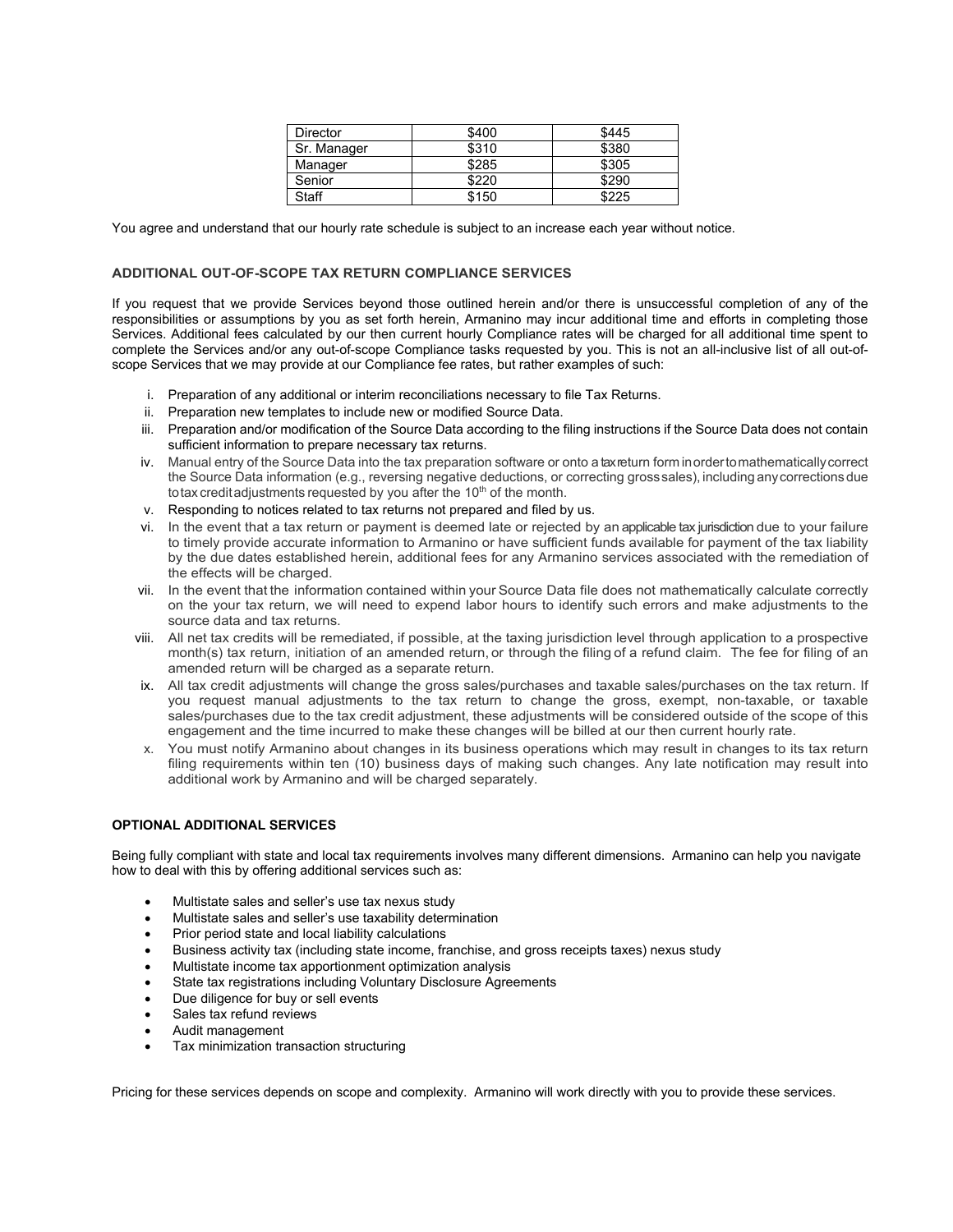| Director | $400 | $445 |
| --- | --- | --- |
| Sr. Manager | $310 | $380 |
| Manager | $285 | $305 |
| Senior | $220 | $290 |
| Staff | $150 | $225 |

You agree and understand that our hourly rate schedule is subject to an increase each year without notice.

### ADDITIONAL OUT-OF-SCOPE TAX RETURN COMPLIANCE SERVICES

If you request that we provide Services beyond those outlined herein and/or there is unsuccessful completion of any of the responsibilities or assumptions by you as set forth herein, Armanino may incur additional time and efforts in completing those Services. Additional fees calculated by our then current hourly Compliance rates will be charged for all additional time spent to complete the Services and/or any out-of-scope Compliance tasks requested by you. This is not an all-inclusive list of all out-of-scope Services that we may provide at our Compliance fee rates, but rather examples of such:

i. Preparation of any additional or interim reconciliations necessary to file Tax Returns.
ii. Preparation new templates to include new or modified Source Data.
iii. Preparation and/or modification of the Source Data according to the filing instructions if the Source Data does not contain sufficient information to prepare necessary tax returns.
iv. Manual entry of the Source Data into the tax preparation software or onto a tax return form in order to mathematically correct the Source Data information (e.g., reversing negative deductions, or correcting gross sales), including any corrections due to tax credit adjustments requested by you after the 10th of the month.
v. Responding to notices related to tax returns not prepared and filed by us.
vi. In the event that a tax return or payment is deemed late or rejected by an applicable tax jurisdiction due to your failure to timely provide accurate information to Armanino or have sufficient funds available for payment of the tax liability by the due dates established herein, additional fees for any Armanino services associated with the remediation of the effects will be charged.
vii. In the event that the information contained within your Source Data file does not mathematically calculate correctly on the your tax return, we will need to expend labor hours to identify such errors and make adjustments to the source data and tax returns.
viii. All net tax credits will be remediated, if possible, at the taxing jurisdiction level through application to a prospective month(s) tax return, initiation of an amended return, or through the filing of a refund claim. The fee for filing of an amended return will be charged as a separate return.
ix. All tax credit adjustments will change the gross sales/purchases and taxable sales/purchases on the tax return. If you request manual adjustments to the tax return to change the gross, exempt, non-taxable, or taxable sales/purchases due to the tax credit adjustment, these adjustments will be considered outside of the scope of this engagement and the time incurred to make these changes will be billed at our then current hourly rate.
x. You must notify Armanino about changes in its business operations which may result in changes to its tax return filing requirements within ten (10) business days of making such changes. Any late notification may result into additional work by Armanino and will be charged separately.

### OPTIONAL ADDITIONAL SERVICES

Being fully compliant with state and local tax requirements involves many different dimensions. Armanino can help you navigate how to deal with this by offering additional services such as:

- Multistate sales and seller's use tax nexus study
- Multistate sales and seller's use taxability determination
- Prior period state and local liability calculations
- Business activity tax (including state income, franchise, and gross receipts taxes) nexus study
- Multistate income tax apportionment optimization analysis
- State tax registrations including Voluntary Disclosure Agreements
- Due diligence for buy or sell events
- Sales tax refund reviews
- Audit management
- Tax minimization transaction structuring

Pricing for these services depends on scope and complexity. Armanino will work directly with you to provide these services.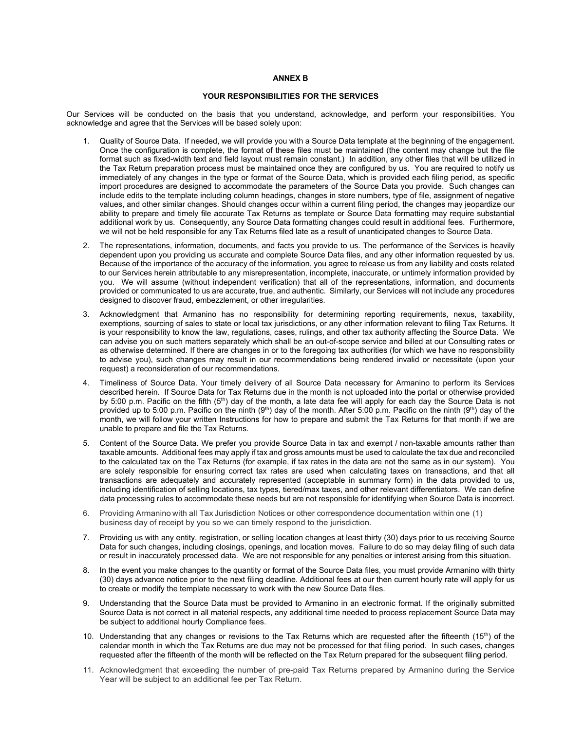## ANNEX B

## YOUR RESPONSIBILITIES FOR THE SERVICES

Our Services will be conducted on the basis that you understand, acknowledge, and perform your responsibilities. You acknowledge and agree that the Services will be based solely upon:

1. Quality of Source Data. If needed, we will provide you with a Source Data template at the beginning of the engagement. Once the configuration is complete, the format of these files must be maintained (the content may change but the file format such as fixed-width text and field layout must remain constant.) In addition, any other files that will be utilized in the Tax Return preparation process must be maintained once they are configured by us. You are required to notify us immediately of any changes in the type or format of the Source Data, which is provided each filing period, as specific import procedures are designed to accommodate the parameters of the Source Data you provide. Such changes can include edits to the template including column headings, changes in store numbers, type of file, assignment of negative values, and other similar changes. Should changes occur within a current filing period, the changes may jeopardize our ability to prepare and timely file accurate Tax Returns as template or Source Data formatting may require substantial additional work by us. Consequently, any Source Data formatting changes could result in additional fees. Furthermore, we will not be held responsible for any Tax Returns filed late as a result of unanticipated changes to Source Data.
2. The representations, information, documents, and facts you provide to us. The performance of the Services is heavily dependent upon you providing us accurate and complete Source Data files, and any other information requested by us. Because of the importance of the accuracy of the information, you agree to release us from any liability and costs related to our Services herein attributable to any misrepresentation, incomplete, inaccurate, or untimely information provided by you. We will assume (without independent verification) that all of the representations, information, and documents provided or communicated to us are accurate, true, and authentic. Similarly, our Services will not include any procedures designed to discover fraud, embezzlement, or other irregularities.
3. Acknowledgment that Armanino has no responsibility for determining reporting requirements, nexus, taxability, exemptions, sourcing of sales to state or local tax jurisdictions, or any other information relevant to filing Tax Returns. It is your responsibility to know the law, regulations, cases, rulings, and other tax authority affecting the Source Data. We can advise you on such matters separately which shall be an out-of-scope service and billed at our Consulting rates or as otherwise determined. If there are changes in or to the foregoing tax authorities (for which we have no responsibility to advise you), such changes may result in our recommendations being rendered invalid or necessitate (upon your request) a reconsideration of our recommendations.
4. Timeliness of Source Data. Your timely delivery of all Source Data necessary for Armanino to perform its Services described herein. If Source Data for Tax Returns due in the month is not uploaded into the portal or otherwise provided by 5:00 p.m. Pacific on the fifth (5th) day of the month, a late data fee will apply for each day the Source Data is not provided up to 5:00 p.m. Pacific on the ninth (9th) day of the month. After 5:00 p.m. Pacific on the ninth (9th) day of the month, we will follow your written Instructions for how to prepare and submit the Tax Returns for that month if we are unable to prepare and file the Tax Returns.
5. Content of the Source Data. We prefer you provide Source Data in tax and exempt / non-taxable amounts rather than taxable amounts. Additional fees may apply if tax and gross amounts must be used to calculate the tax due and reconciled to the calculated tax on the Tax Returns (for example, if tax rates in the data are not the same as in our system). You are solely responsible for ensuring correct tax rates are used when calculating taxes on transactions, and that all transactions are adequately and accurately represented (acceptable in summary form) in the data provided to us, including identification of selling locations, tax types, tiered/max taxes, and other relevant differentiators. We can define data processing rules to accommodate these needs but are not responsible for identifying when Source Data is incorrect.
6. Providing Armanino with all Tax Jurisdiction Notices or other correspondence documentation within one (1) business day of receipt by you so we can timely respond to the jurisdiction.
7. Providing us with any entity, registration, or selling location changes at least thirty (30) days prior to us receiving Source Data for such changes, including closings, openings, and location moves. Failure to do so may delay filing of such data or result in inaccurately processed data. We are not responsible for any penalties or interest arising from this situation.
8. In the event you make changes to the quantity or format of the Source Data files, you must provide Armanino with thirty (30) days advance notice prior to the next filing deadline. Additional fees at our then current hourly rate will apply for us to create or modify the template necessary to work with the new Source Data files.
9. Understanding that the Source Data must be provided to Armanino in an electronic format. If the originally submitted Source Data is not correct in all material respects, any additional time needed to process replacement Source Data may be subject to additional hourly Compliance fees.
10. Understanding that any changes or revisions to the Tax Returns which are requested after the fifteenth (15th) of the calendar month in which the Tax Returns are due may not be processed for that filing period. In such cases, changes requested after the fifteenth of the month will be reflected on the Tax Return prepared for the subsequent filing period.
11. Acknowledgment that exceeding the number of pre-paid Tax Returns prepared by Armanino during the Service Year will be subject to an additional fee per Tax Return.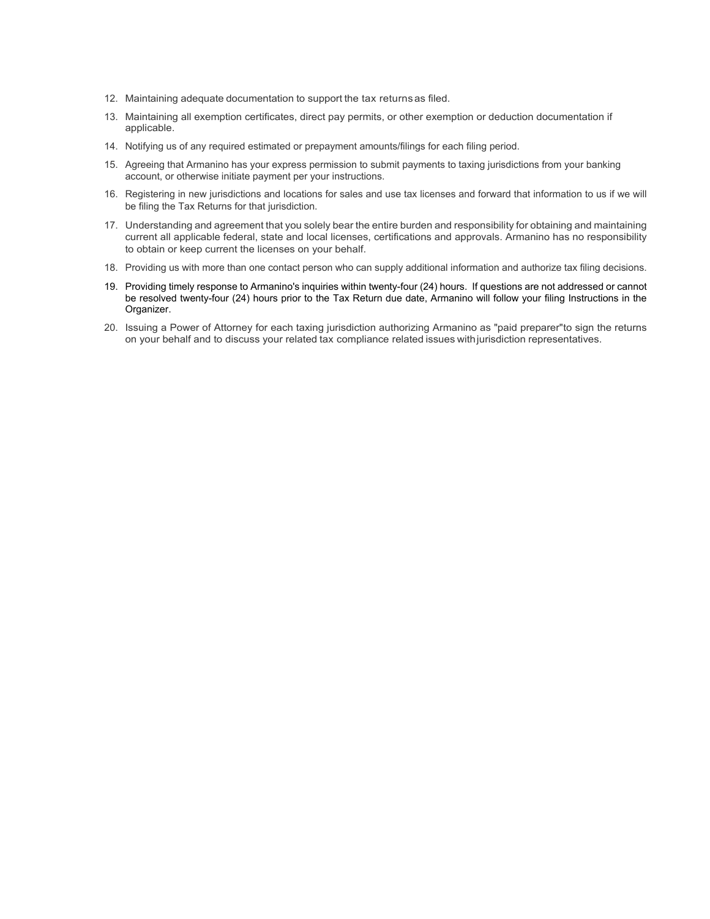12. Maintaining adequate documentation to support the tax returns as filed.
13. Maintaining all exemption certificates, direct pay permits, or other exemption or deduction documentation if applicable.
14. Notifying us of any required estimated or prepayment amounts/filings for each filing period.
15. Agreeing that Armanino has your express permission to submit payments to taxing jurisdictions from your banking account, or otherwise initiate payment per your instructions.
16. Registering in new jurisdictions and locations for sales and use tax licenses and forward that information to us if we will be filing the Tax Returns for that jurisdiction.
17. Understanding and agreement that you solely bear the entire burden and responsibility for obtaining and maintaining current all applicable federal, state and local licenses, certifications and approvals. Armanino has no responsibility to obtain or keep current the licenses on your behalf.
18. Providing us with more than one contact person who can supply additional information and authorize tax filing decisions.
19. Providing timely response to Armanino's inquiries within twenty-four (24) hours. If questions are not addressed or cannot be resolved twenty-four (24) hours prior to the Tax Return due date, Armanino will follow your filing Instructions in the Organizer.
20. Issuing a Power of Attorney for each taxing jurisdiction authorizing Armanino as "paid preparer"to sign the returns on your behalf and to discuss your related tax compliance related issues with jurisdiction representatives.